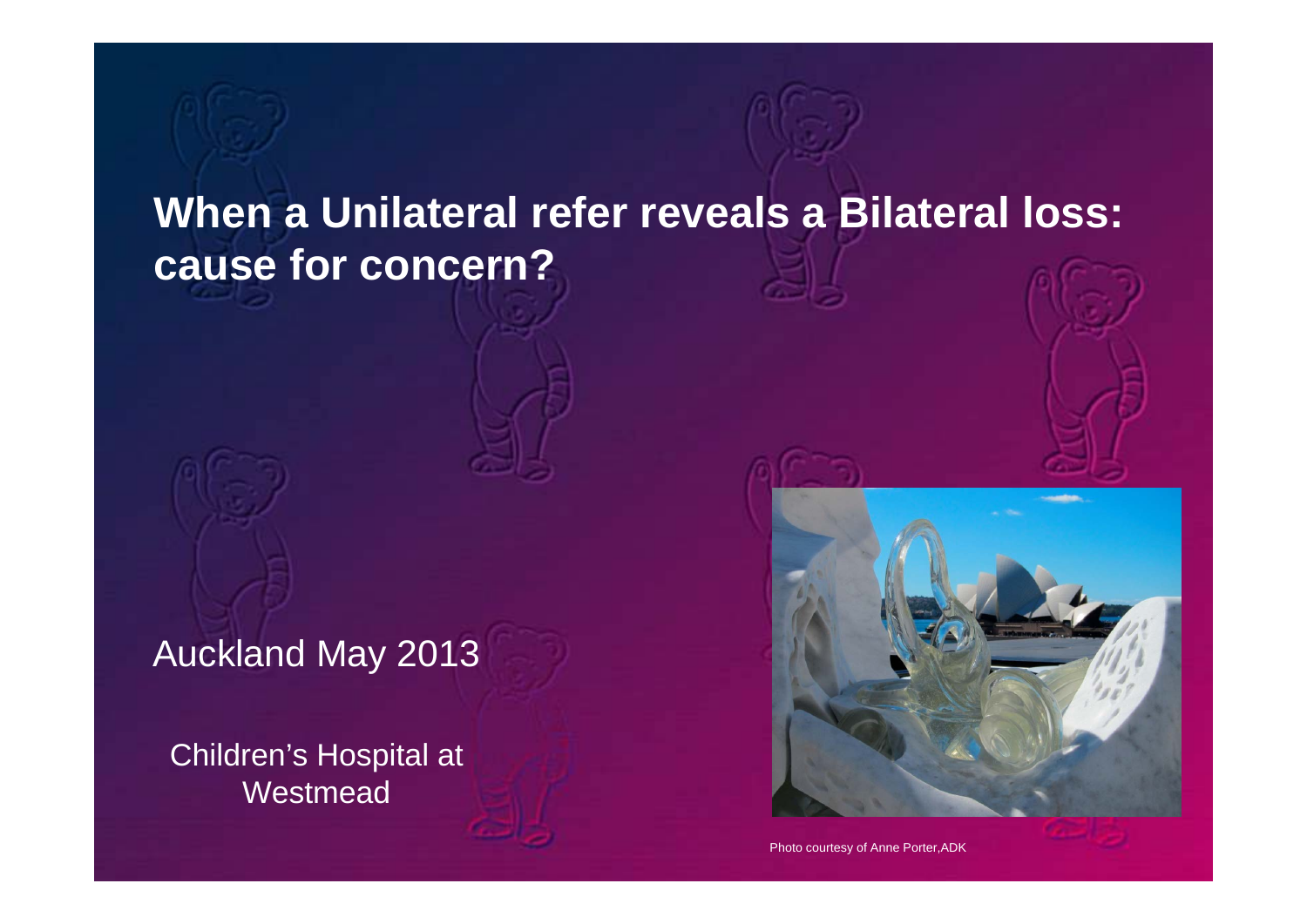# When a Unilateral refer reveals a Bilateral loss: cause for concern?

Auckland May 2013

Children's Hospital at Westmead

Photo courtesy of Anne Porter,ADK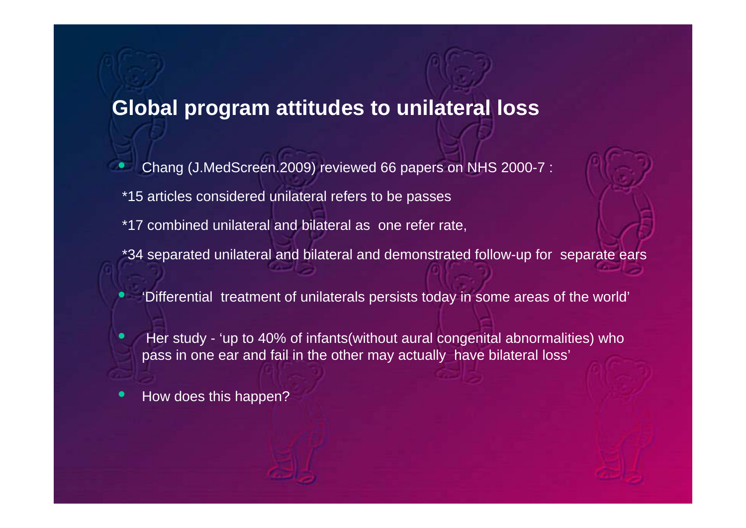## Global program attitudes to unilateral loss

- Chang (J.MedScreen.2009) reviewed 66 papers on NHS 2000-7 :

  *15 articles considered unilateral refers to be passes

  *17 combined unilateral and bilateral as one refer rate,

  *34 separated unilateral and bilateral and demonstrated follow-up for separate ears

- 'Differential treatment of unilaterals persists today in some areas of the world'

- Her study - 'up to 40% of infants(without aural congenital abnormalities) who pass in one ear and fail in the other may actually have bilateral loss'

- How does this happen?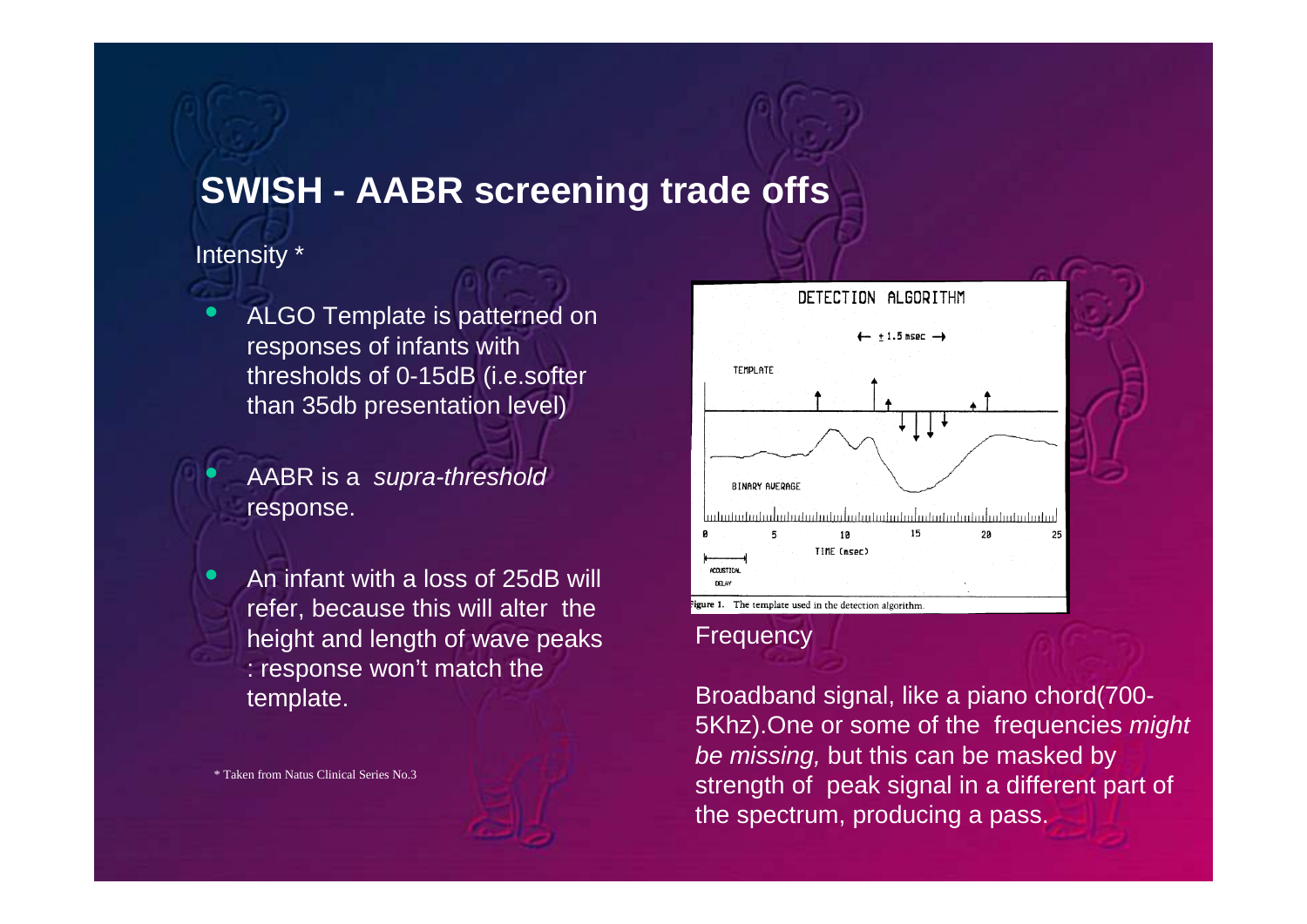# SWISH - AABR screening trade offs

Intensity *

- ALGO Template is patterned on responses of infants with thresholds of 0-15dB (i.e.softer than 35db presentation level)
- AABR is a *supra-threshold* response.
- An infant with a loss of 25dB will refer, because this will alter the height and length of wave peaks : response won't match the template.

Figure 1. The template used in the detection algorithm.

Frequency

Broadband signal, like a piano chord(700-5Khz).One or some of the frequencies *might be missing,* but this can be masked by strength of peak signal in a different part of the spectrum, producing a pass.

* Taken from Natus Clinical Series No.3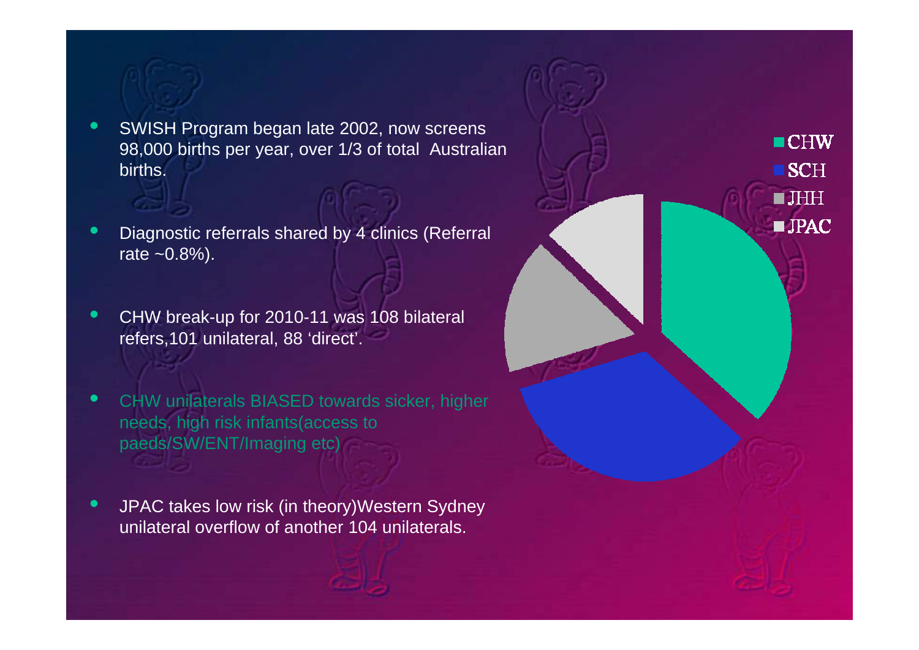- SWISH Program began late 2002, now screens 98,000 births per year, over 1/3 of total Australian births.
- Diagnostic referrals shared by 4 clinics (Referral rate ~0.8%).
- CHW break-up for 2010-11 was 108 bilateral refers,101 unilateral, 88 'direct'.
- CHW unilaterals BIASED towards sicker, higher needs, high risk infants(access to paeds/SW/ENT/Imaging etc)
- JPAC takes low risk (in theory)Western Sydney unilateral overflow of another 104 unilaterals.

CHW
SCH
JHH
JPAC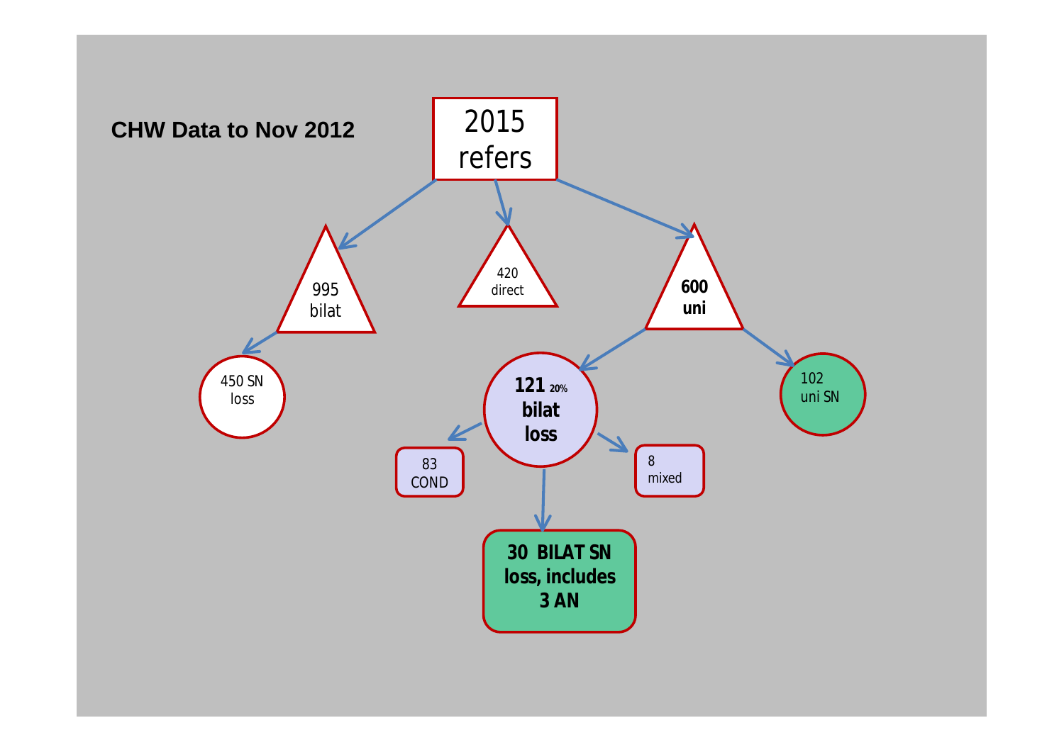## CHW Data to Nov 2012

2015 refers

- 995 bilat
  - 450 SN loss
- 420 direct
- 600 uni
  - 121 20% bilat loss
    - 83 COND
    - 30 BILAT SN loss, includes 3 AN
    - 8 mixed
  - 102 uni SN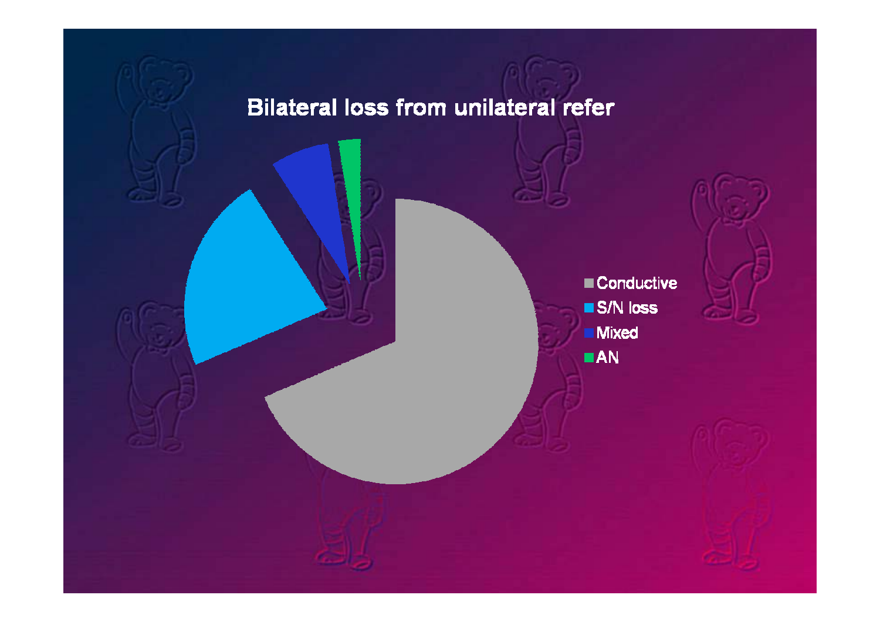# Bilateral loss from unilateral refer

- Conductive
- S/N loss
- Mixed
- AN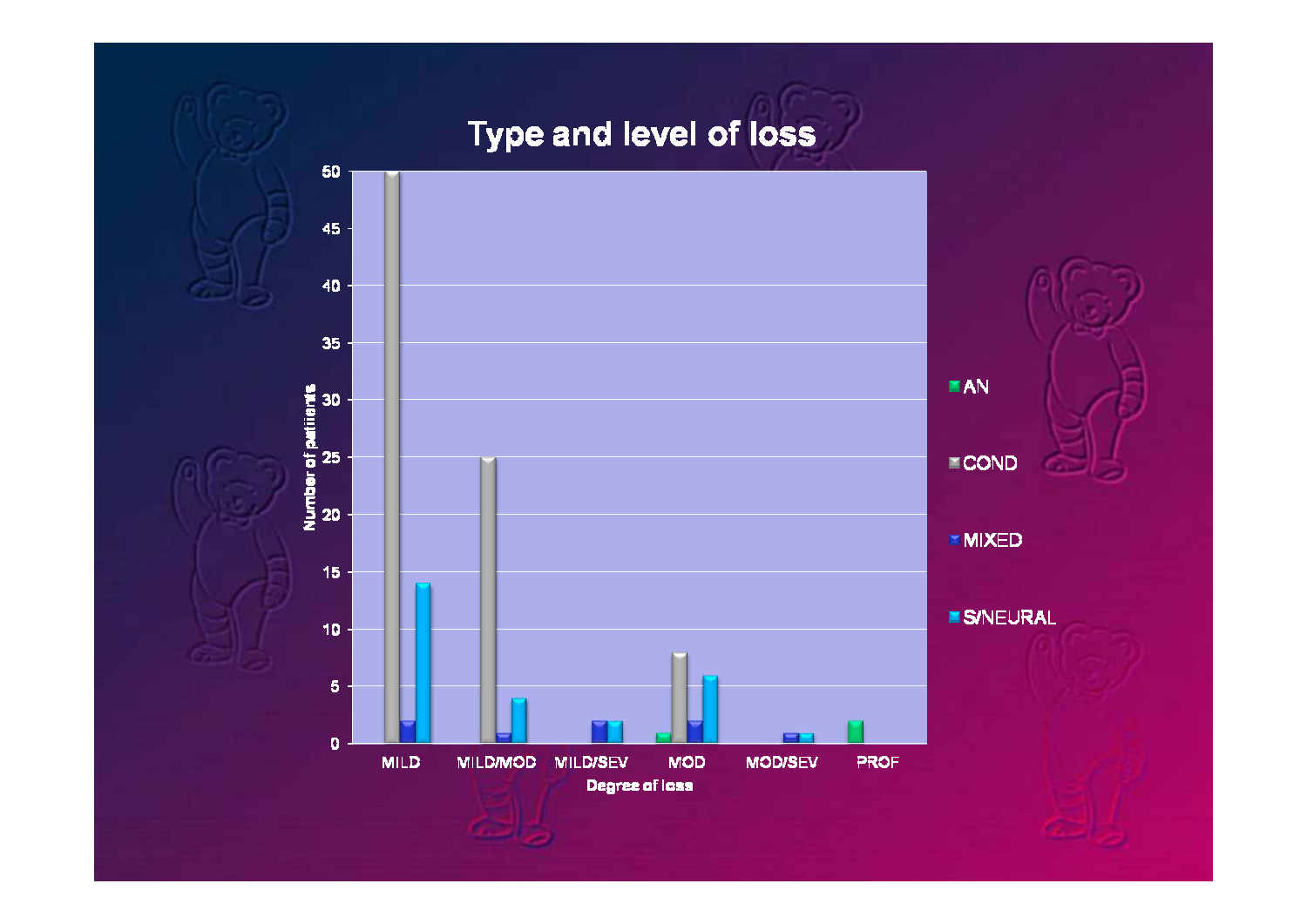# Type and level of loss

| Degree of loss | AN | COND | MIXED | S/NEURAL |
| --- | --- | --- | --- | --- |
| MILD | 0 | 50 | 2 | 14 |
| MILD/MOD | 0 | 25 | 1 | 4 |
| MILD/SEV | 0 | 0 | 2 | 2 |
| MOD | 1 | 8 | 2 | 6 |
| MOD/SEV | 0 | 0 | 1 | 1 |
| PROF | 2 | 0 | 0 | 0 |

Y-axis: Number of patients

X-axis: Degree of loss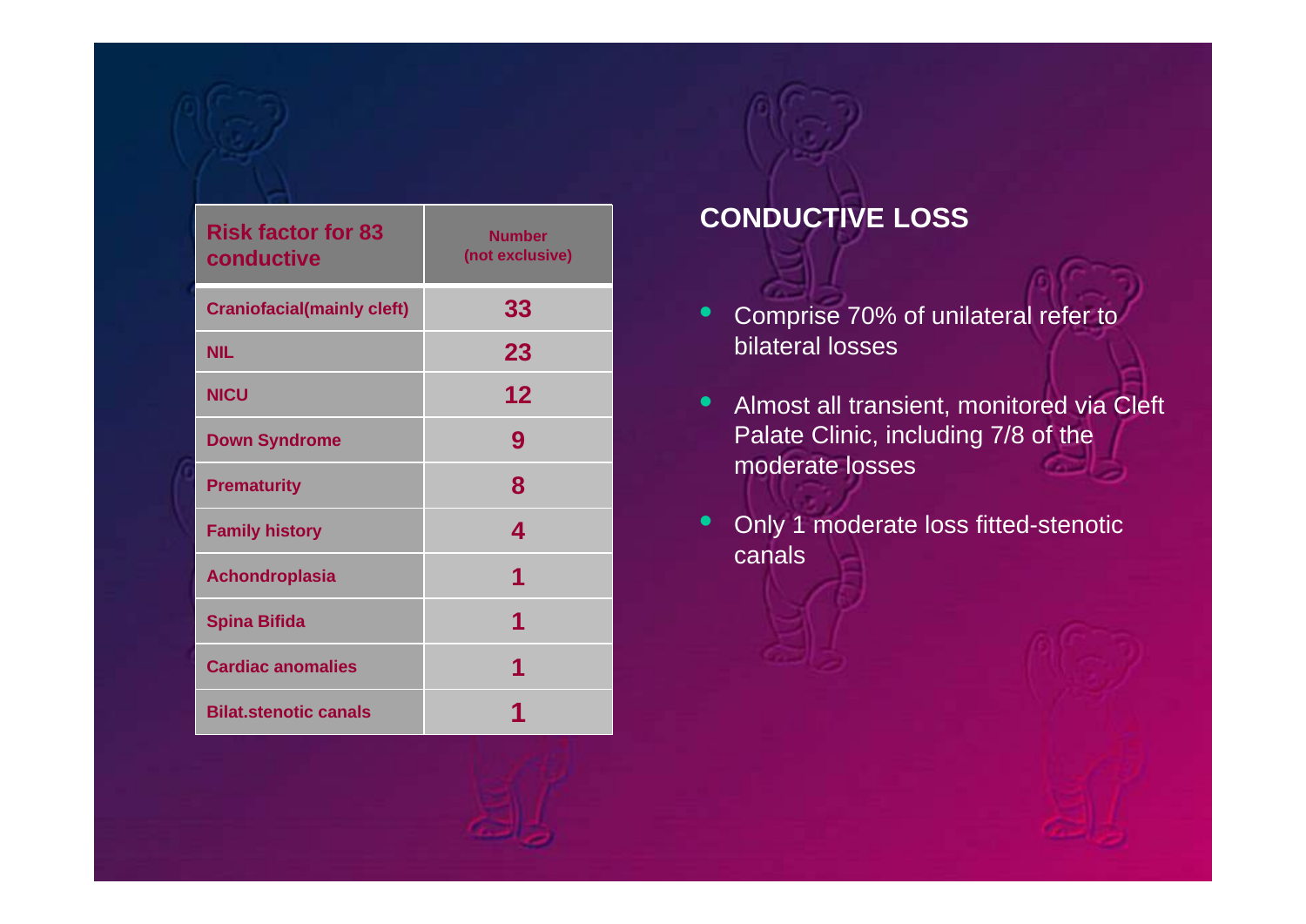| Risk factor for 83 conductive | Number (not exclusive) |
|---|---|
| Craniofacial(mainly cleft) | 33 |
| NIL | 23 |
| NICU | 12 |
| Down Syndrome | 9 |
| Prematurity | 8 |
| Family history | 4 |
| Achondroplasia | 1 |
| Spina Bifida | 1 |
| Cardiac anomalies | 1 |
| Bilat.stenotic canals | 1 |

## CONDUCTIVE LOSS

- Comprise 70% of unilateral refer to bilateral losses
- Almost all transient, monitored via Cleft Palate Clinic, including 7/8 of the moderate losses
- Only 1 moderate loss fitted-stenotic canals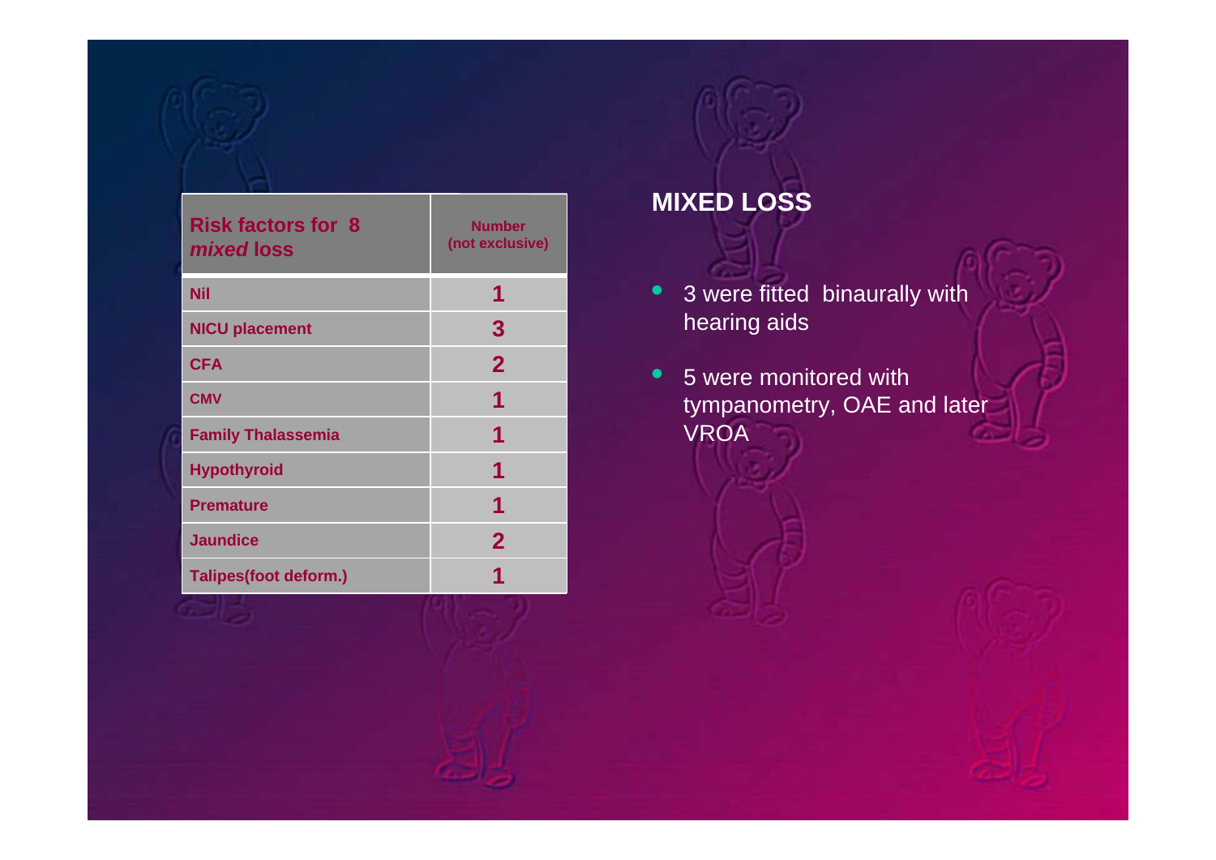| Risk factors for 8 *mixed* loss | Number (not exclusive) |
|---|---|
| Nil | 1 |
| NICU placement | 3 |
| CFA | 2 |
| CMV | 1 |
| Family Thalassemia | 1 |
| Hypothyroid | 1 |
| Premature | 1 |
| Jaundice | 2 |
| Talipes(foot deform.) | 1 |

## MIXED LOSS

- 3 were fitted binaurally with hearing aids
- 5 were monitored with tympanometry, OAE and later VROA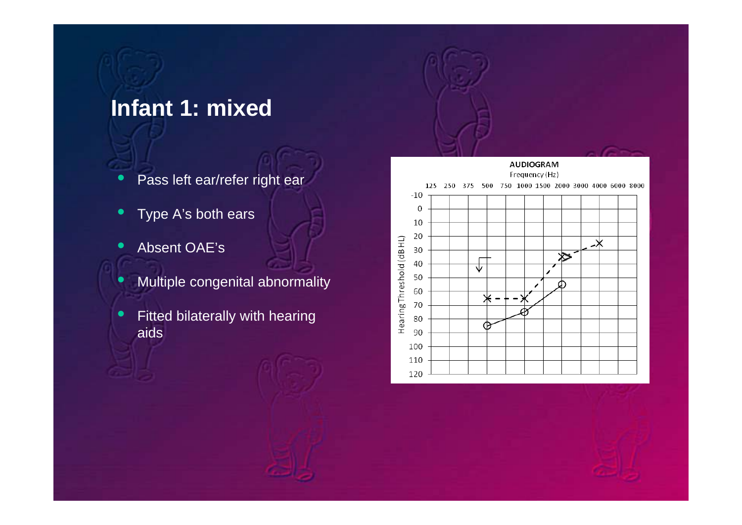# Infant 1: mixed

- Pass left ear/refer right ear
- Type A's both ears
- Absent OAE's
- Multiple congenital abnormality
- Fitted bilaterally with hearing aids

AUDIOGRAM

Frequency (Hz)

125 250 375 500 750 1000 1500 2000 3000 4000 6000 8000

Hearing Threshold (dB HL)

-10 0 10 20 30 40 50 60 70 80 90 100 110 120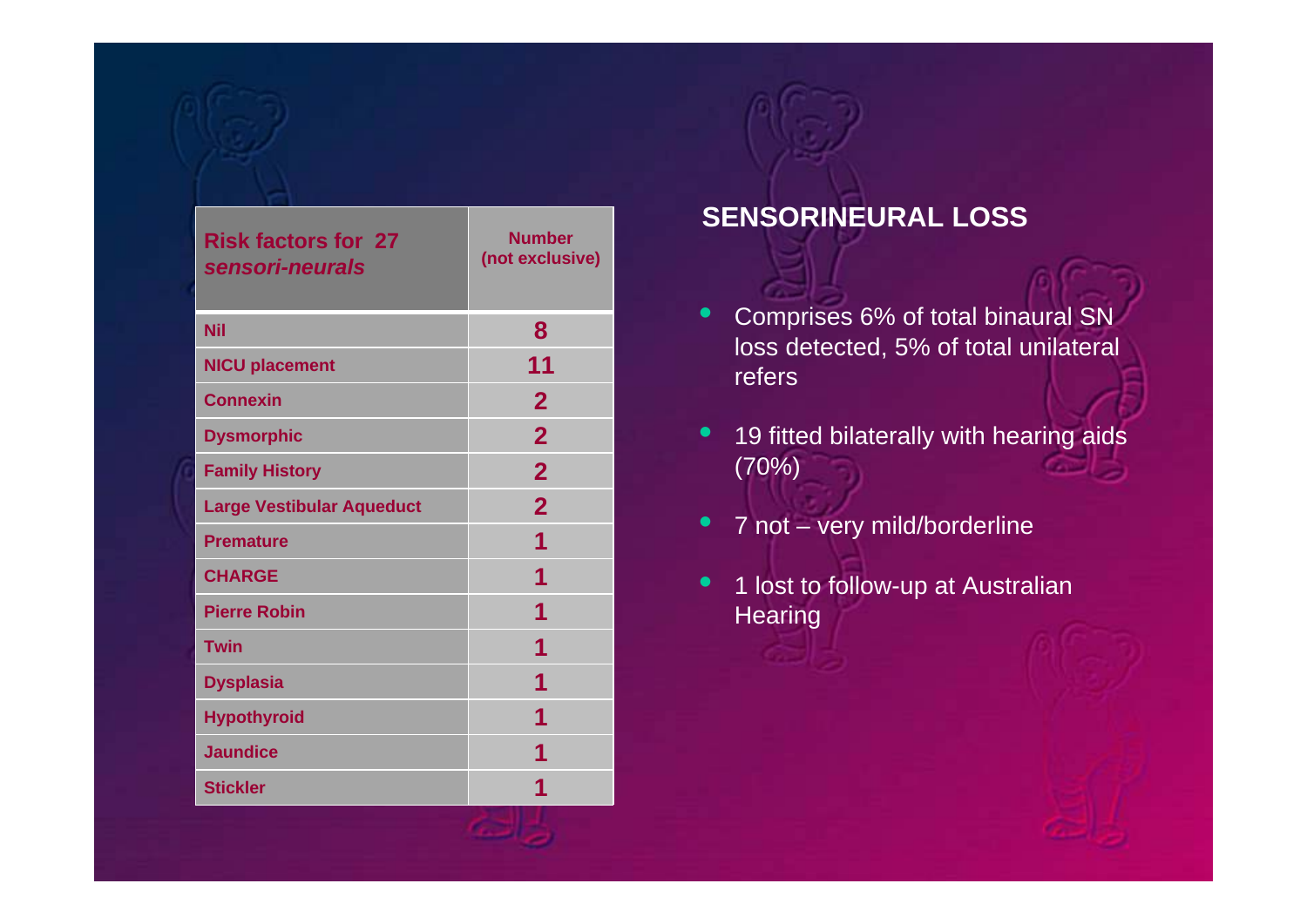| Risk factors for 27 *sensori-neurals* | Number (not exclusive) |
| --- | --- |
| Nil | 8 |
| NICU placement | 11 |
| Connexin | 2 |
| Dysmorphic | 2 |
| Family History | 2 |
| Large Vestibular Aqueduct | 2 |
| Premature | 1 |
| CHARGE | 1 |
| Pierre Robin | 1 |
| Twin | 1 |
| Dysplasia | 1 |
| Hypothyroid | 1 |
| Jaundice | 1 |
| Stickler | 1 |

## SENSORINEURAL LOSS

- Comprises 6% of total binaural SN loss detected, 5% of total unilateral refers
- 19 fitted bilaterally with hearing aids (70%)
- 7 not – very mild/borderline
- 1 lost to follow-up at Australian Hearing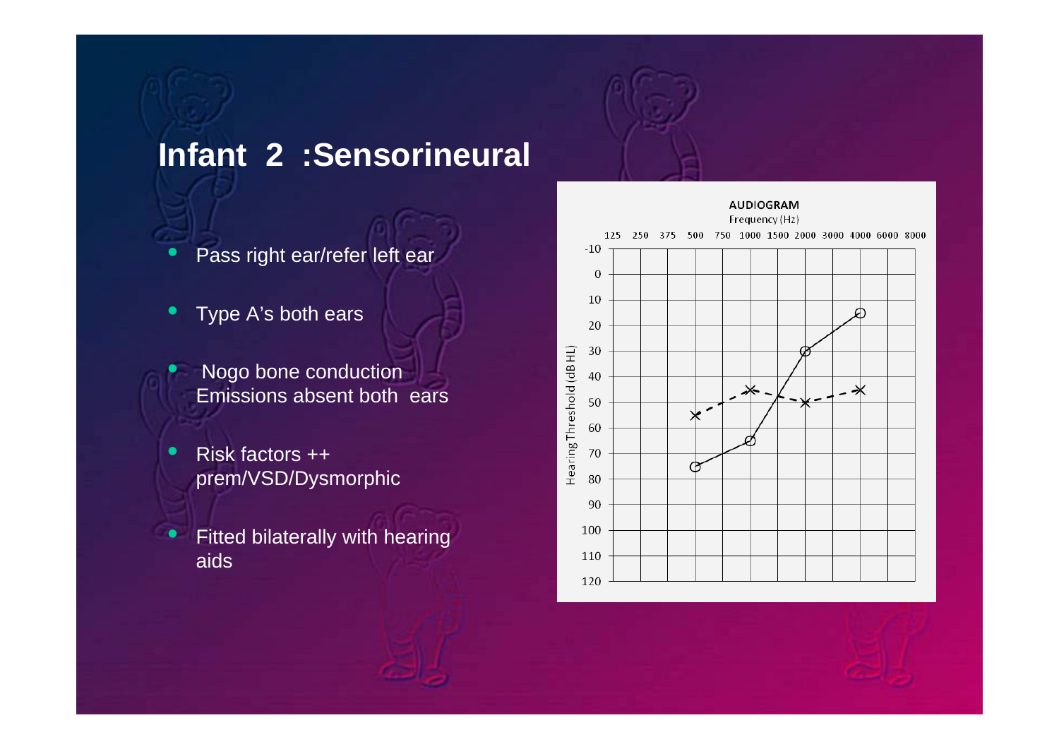# Infant 2 :Sensorineural

- Pass right ear/refer left ear
- Type A's both ears
- Nogo bone conduction Emissions absent both ears
- Risk factors ++ prem/VSD/Dysmorphic
- Fitted bilaterally with hearing aids

AUDIOGRAM

Frequency (Hz)

125 250 375 500 750 1000 1500 2000 3000 4000 6000 8000

Hearing Threshold (dB HL)

-10 0 10 20 30 40 50 60 70 80 90 100 110 120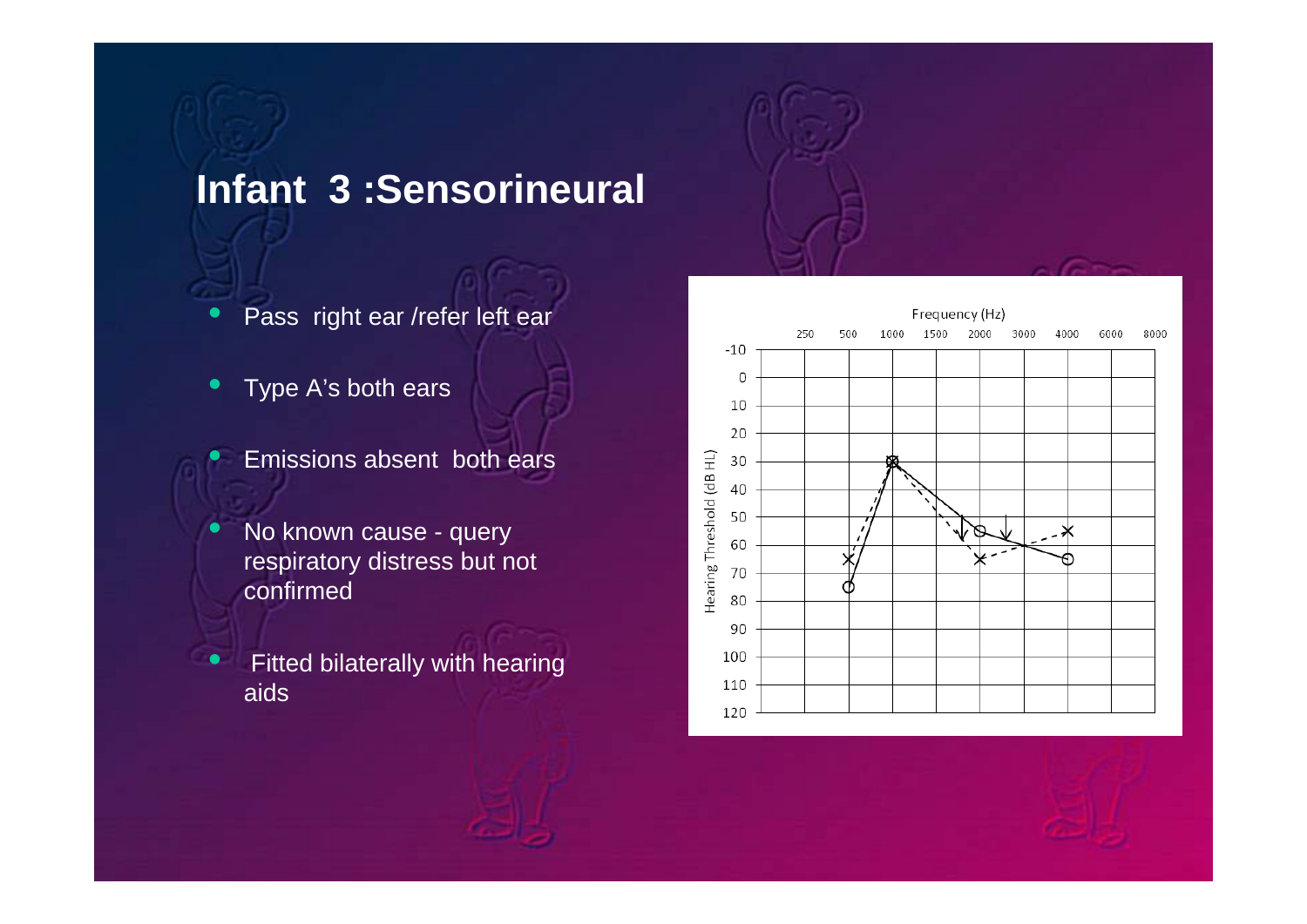# Infant 3 :Sensorineural

- Pass right ear /refer left ear
- Type A's both ears
- Emissions absent both ears
- No known cause - query respiratory distress but not confirmed
- Fitted bilaterally with hearing aids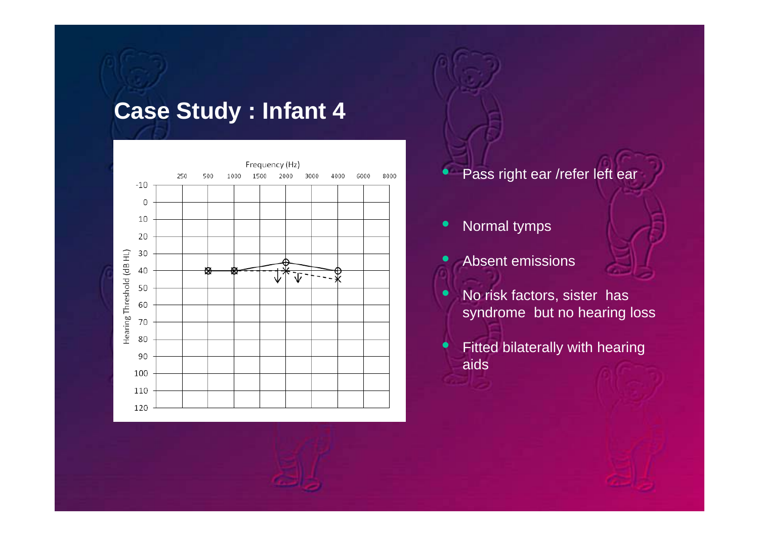# Case Study : Infant 4

- Pass right ear /refer left ear
- Normal tymps
- Absent emissions
- No risk factors, sister has syndrome but no hearing loss
- Fitted bilaterally with hearing aids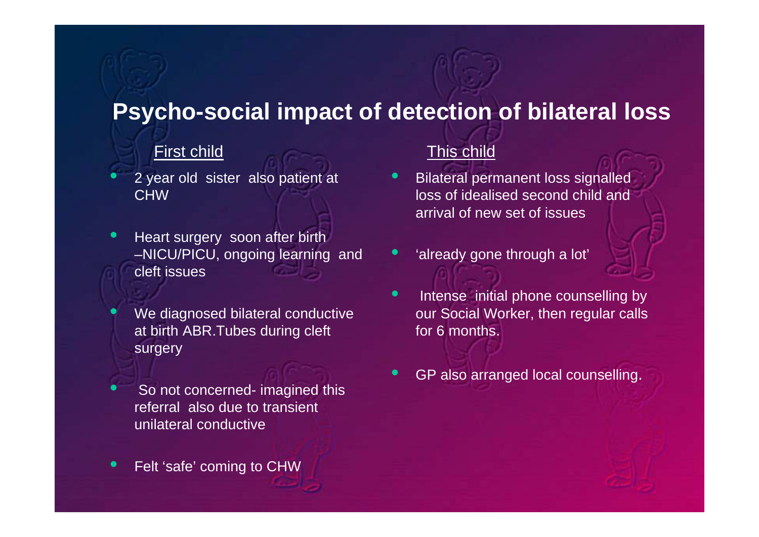# Psycho-social impact of detection of bilateral loss

**First child**

- 2 year old sister also patient at CHW
- Heart surgery soon after birth –NICU/PICU, ongoing learning and cleft issues
- We diagnosed bilateral conductive at birth ABR.Tubes during cleft surgery
- So not concerned- imagined this referral also due to transient unilateral conductive
- Felt 'safe' coming to CHW

**This child**

- Bilateral permanent loss signalled loss of idealised second child and arrival of new set of issues
- 'already gone through a lot'
- Intense initial phone counselling by our Social Worker, then regular calls for 6 months.
- GP also arranged local counselling.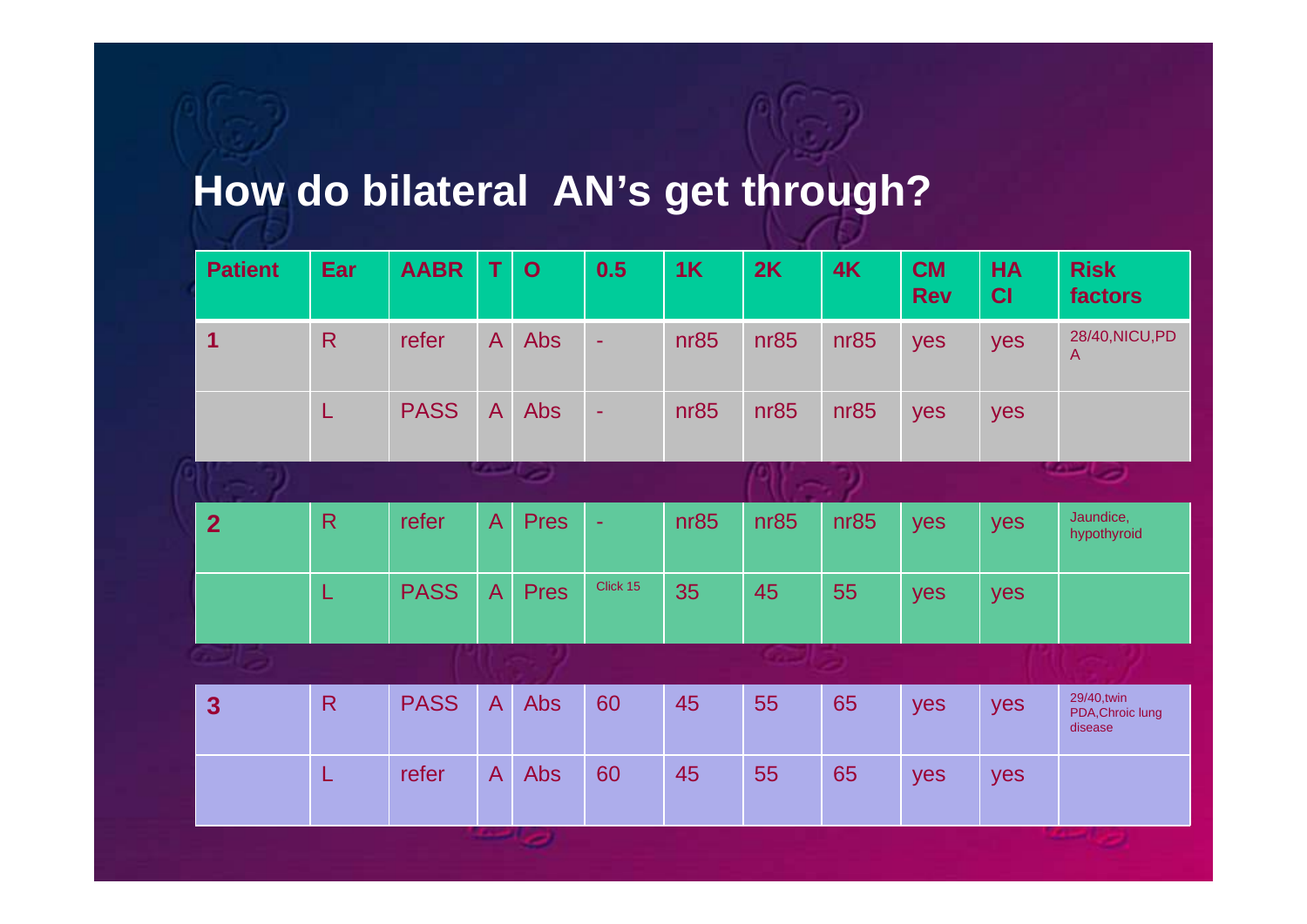# How do bilateral AN's get through?

| Patient | Ear | AABR | T | O | 0.5 | 1K | 2K | 4K | CM Rev | HA CI | Risk factors |
|---|---|---|---|---|---|---|---|---|---|---|---|
| 1 | R | refer | A | Abs | - | nr85 | nr85 | nr85 | yes | yes | 28/40,NICU,PDA |
| | L | PASS | A | Abs | - | nr85 | nr85 | nr85 | yes | yes | |
| 2 | R | refer | A | Pres | - | nr85 | nr85 | nr85 | yes | yes | Jaundice, hypothyroid |
| | L | PASS | A | Pres | Click 15 | 35 | 45 | 55 | yes | yes | |
| 3 | R | PASS | A | Abs | 60 | 45 | 55 | 65 | yes | yes | 29/40,twin PDA,Chroic lung disease |
| | L | refer | A | Abs | 60 | 45 | 55 | 65 | yes | yes | |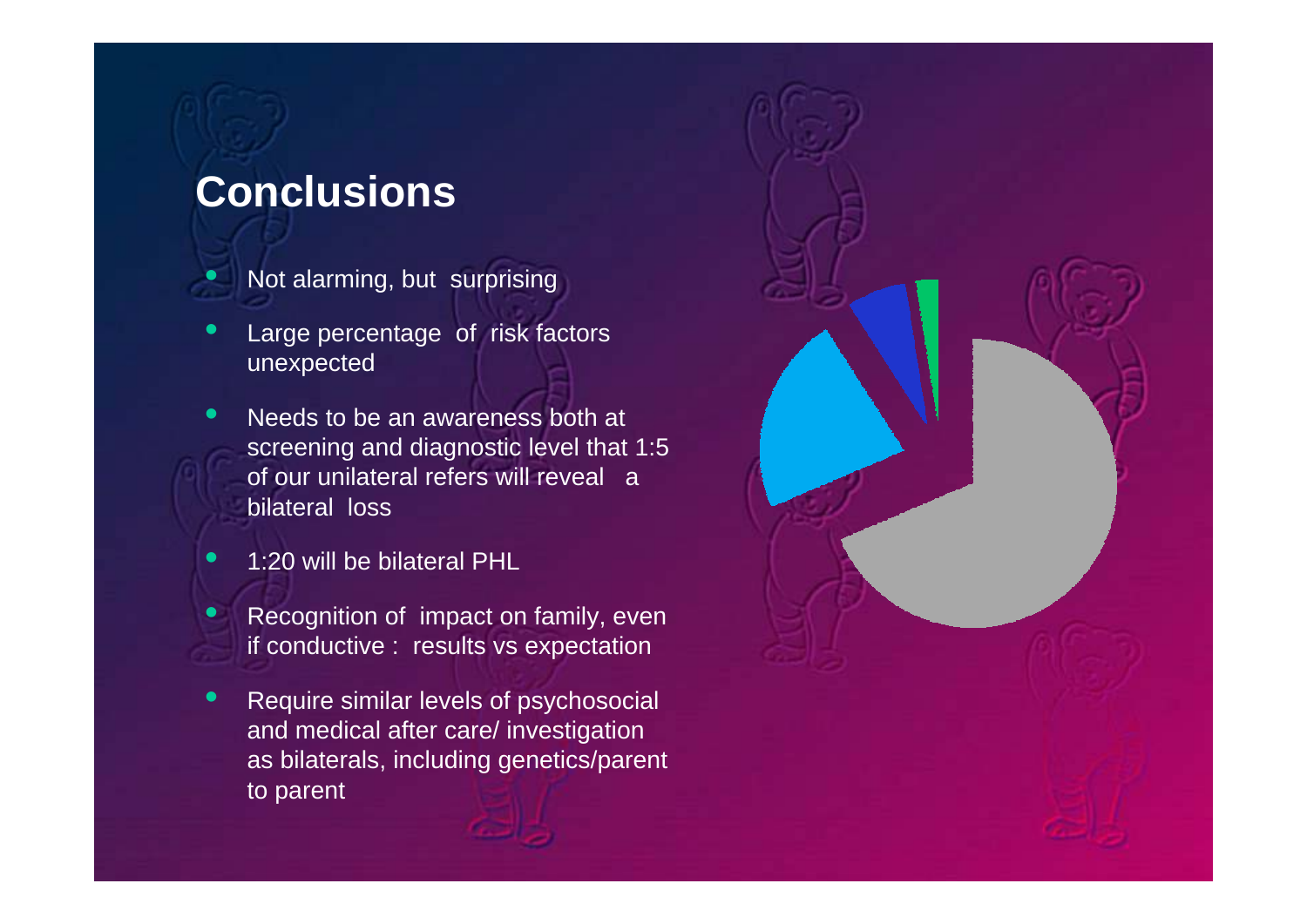## Conclusions

- Not alarming, but surprising
- Large percentage of risk factors unexpected
- Needs to be an awareness both at screening and diagnostic level that 1:5 of our unilateral refers will reveal a bilateral loss
- 1:20 will be bilateral PHL
- Recognition of impact on family, even if conductive : results vs expectation
- Require similar levels of psychosocial and medical after care/ investigation as bilaterals, including genetics/parent to parent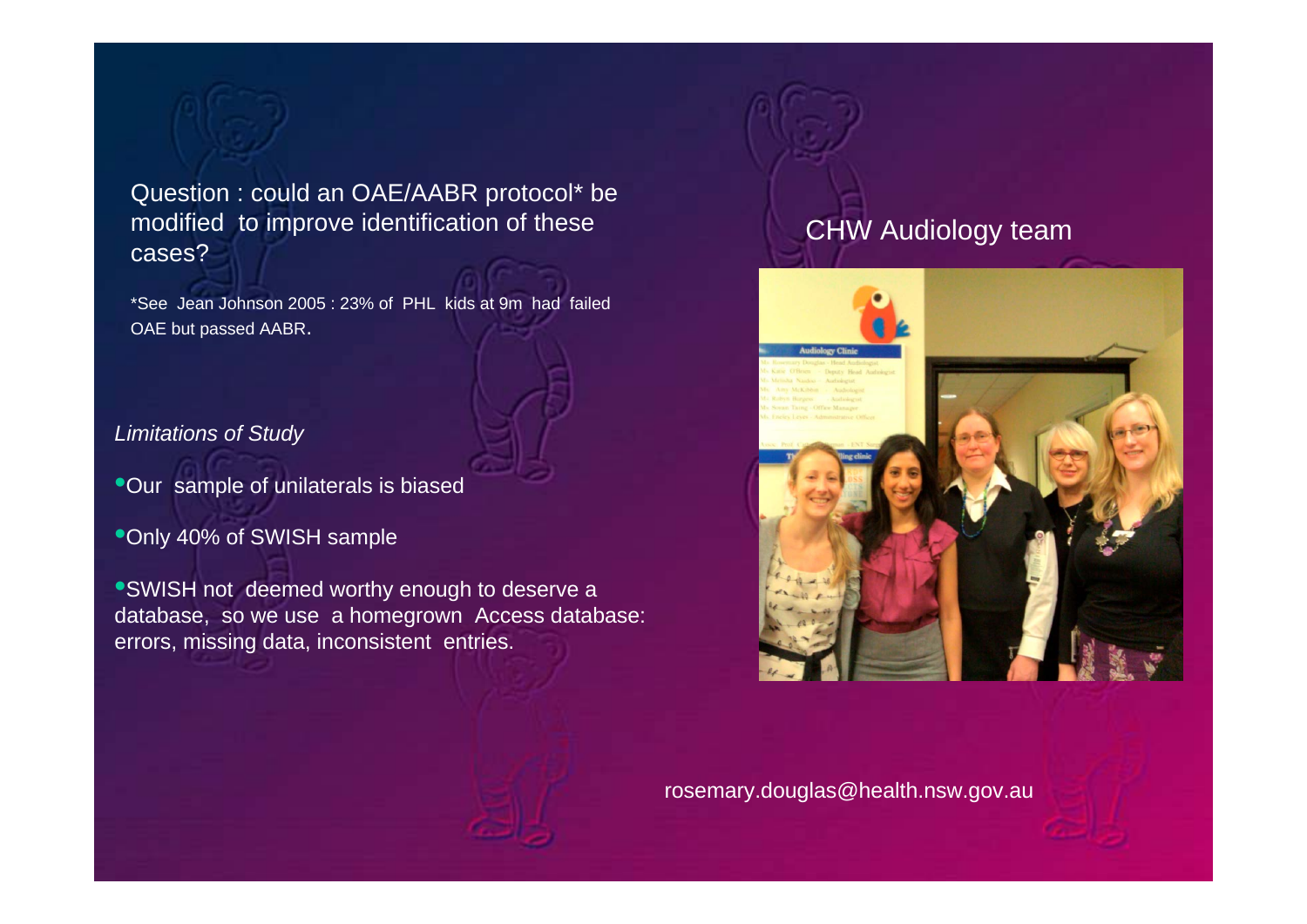Question : could an OAE/AABR protocol* be modified to improve identification of these cases?

*See Jean Johnson 2005 : 23% of PHL kids at 9m had failed OAE but passed AABR.

*Limitations of Study*

- Our sample of unilaterals is biased
- Only 40% of SWISH sample
- SWISH not deemed worthy enough to deserve a database, so we use a homegrown Access database: errors, missing data, inconsistent entries.

CHW Audiology team

rosemary.douglas@health.nsw.gov.au